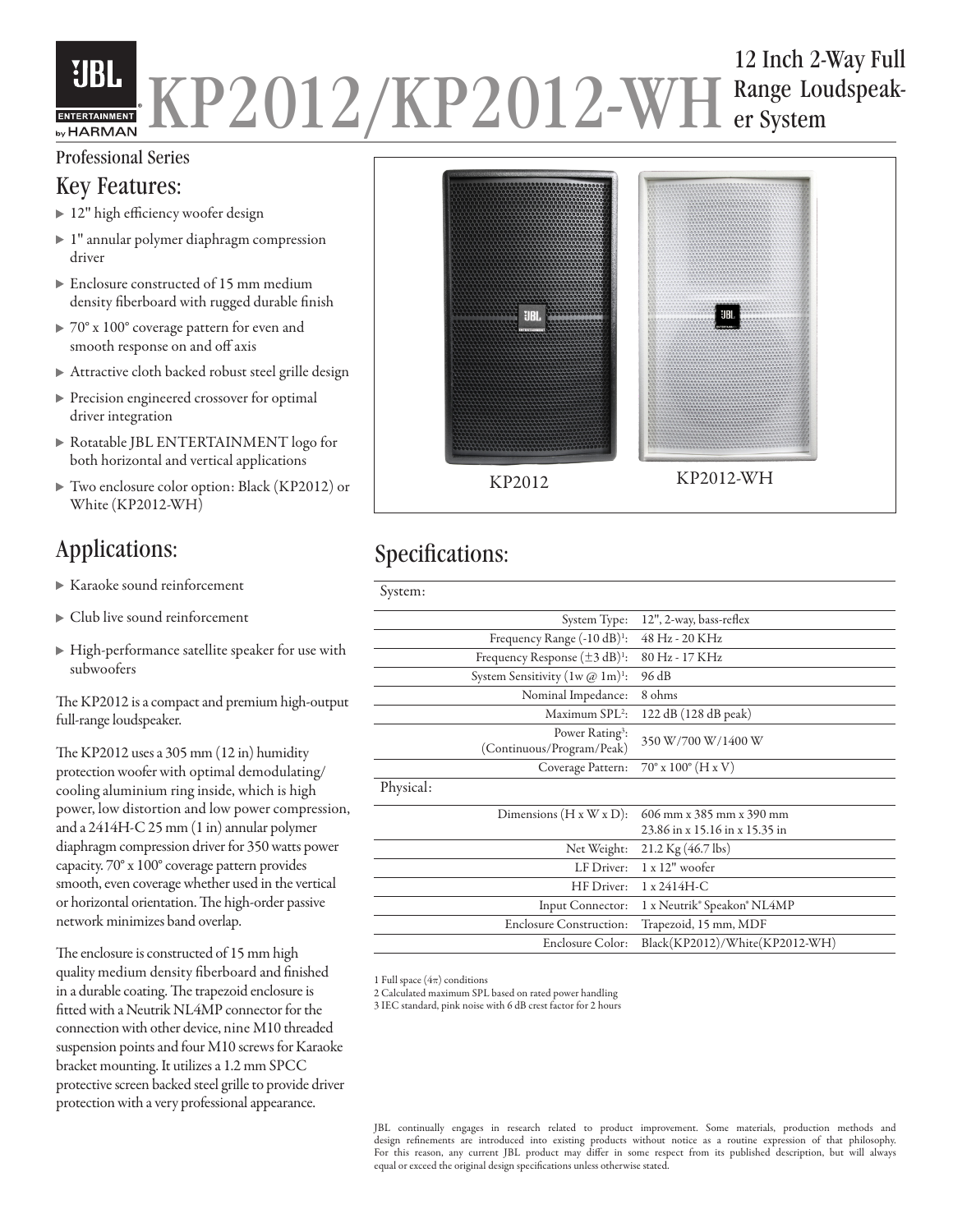# KP2012/KP2012-WH

## 12 Inch 2-Way Full Range Loudspeaker System

Professional Series

## Key Features:

- 12" high efficiency woofer design
- 1" annular polymer diaphragm compression driver
- Enclosure constructed of 15 mm medium density fiberboard with rugged durable finish
- 70° x 100° coverage pattern for even and smooth response on and off axis
- Attractive cloth backed robust steel grille design
- Precision engineered crossover for optimal driver integration
- Rotatable JBL ENTERTAINMENT logo for both horizontal and vertical applications
- Two enclosure color option: Black (KP2012) or White (KP2012-WH)

KP2012 KP2012-WH

## Applications:

- Karaoke sound reinforcement
- Club live sound reinforcement
- High-performance satellite speaker for use with subwoofers

The KP2012 is a compact and premium high-output full-range loudspeaker.

The KP2012 uses a 305 mm (12 in) humidity protection woofer with optimal demodulating/cooling aluminium ring inside, which is high power, low distortion and low power compression, and a 2414H-C 25 mm (1 in) annular polymer diaphragm compression driver for 350 watts power capacity. 70° x 100° coverage pattern provides smooth, even coverage whether used in the vertical or horizontal orientation. The high-order passive network minimizes band overlap.

The enclosure is constructed of 15 mm high quality medium density fiberboard and finished in a durable coating. The trapezoid enclosure is fitted with a Neutrik NL4MP connector for the connection with other device, nine M10 threaded suspension points and four M10 screws for Karaoke bracket mounting. It utilizes a 1.2 mm SPCC protective screen backed steel grille to provide driver protection with a very professional appearance.

## Specifications:

| System: | |
|---|---|
| System Type: | 12", 2-way, bass-reflex |
| Frequency Range (-10 dB)[1]: | 48 Hz - 20 KHz |
| Frequency Response (±3 dB)[1]: | 80 Hz - 17 KHz |
| System Sensitivity (1w @ 1m)[1]: | 96 dB |
| Nominal Impedance: | 8 ohms |
| Maximum SPL[2]: | 122 dB (128 dB peak) |
| Power Rating[3]: (Continuous/Program/Peak) | 350 W/700 W/1400 W |
| Coverage Pattern: | 70° x 100° (H x V) |
| **Physical:** | |
| Dimensions (H x W x D): | 606 mm x 385 mm x 390 mm<br>23.86 in x 15.16 in x 15.35 in |
| Net Weight: | 21.2 Kg (46.7 lbs) |
| LF Driver: | 1 x 12" woofer |
| HF Driver: | 1 x 2414H-C |
| Input Connector: | 1 x Neutrik® Speakon® NL4MP |
| Enclosure Construction: | Trapezoid, 15 mm, MDF |
| Enclosure Color: | Black(KP2012)/White(KP2012-WH) |

1 Full space (4π) conditions
2 Calculated maximum SPL based on rated power handling
3 IEC standard, pink noise with 6 dB crest factor for 2 hours

JBL continually engages in research related to product improvement. Some materials, production methods and design refinements are introduced into existing products without notice as a routine expression of that philosophy. For this reason, any current JBL product may differ in some respect from its published description, but will always equal or exceed the original design specifications unless otherwise stated.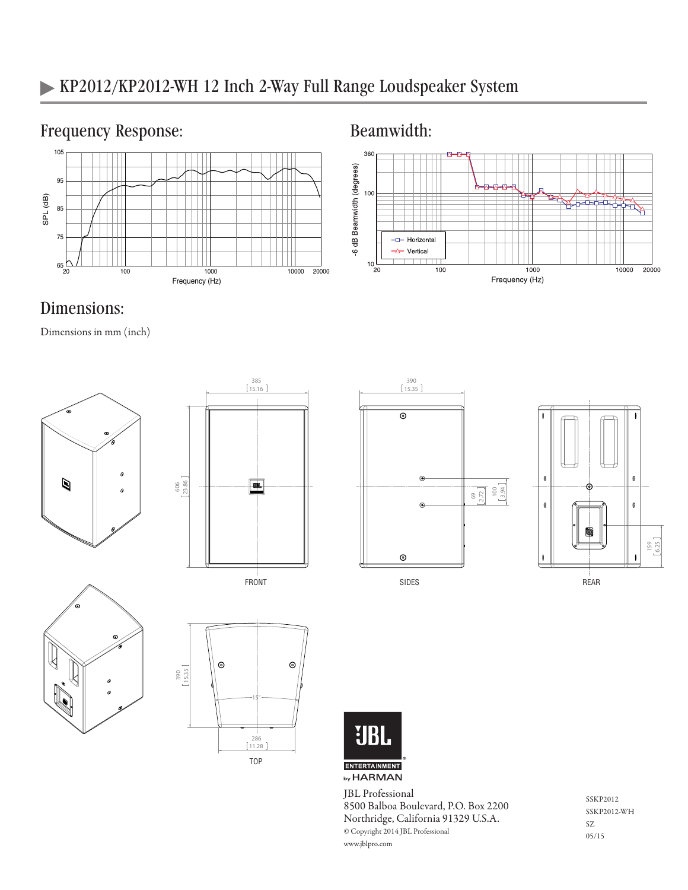# KP2012/KP2012-WH 12 Inch 2-Way Full Range Loudspeaker System

## Frequency Response:

105
95
85
75
65
SPL (dB)
20
100
1000
10000
20000
Frequency (Hz)

## Beamwidth:

360
100
10
-6 dB Beamwidth (degrees)
Horizontal
Vertical
20
100
1000
10000
20000
Frequency (Hz)

## Dimensions:

Dimensions in mm (inch)

385 [15.16]
606 [23.86]
FRONT

390 [15.35]
69 [2.72]
100 [3.94]
SIDES

159 [6.25]
REAR

390 [15.35]
15°
286 [11.28]
TOP

JBL ENTERTAINMENT by HARMAN

JBL Professional
8500 Balboa Boulevard, P.O. Box 2200
Northridge, California 91329 U.S.A.
© Copyright 2014 JBL Professional
www.jblpro.com

SSKP2012
SSKP2012-WH
SZ
05/15